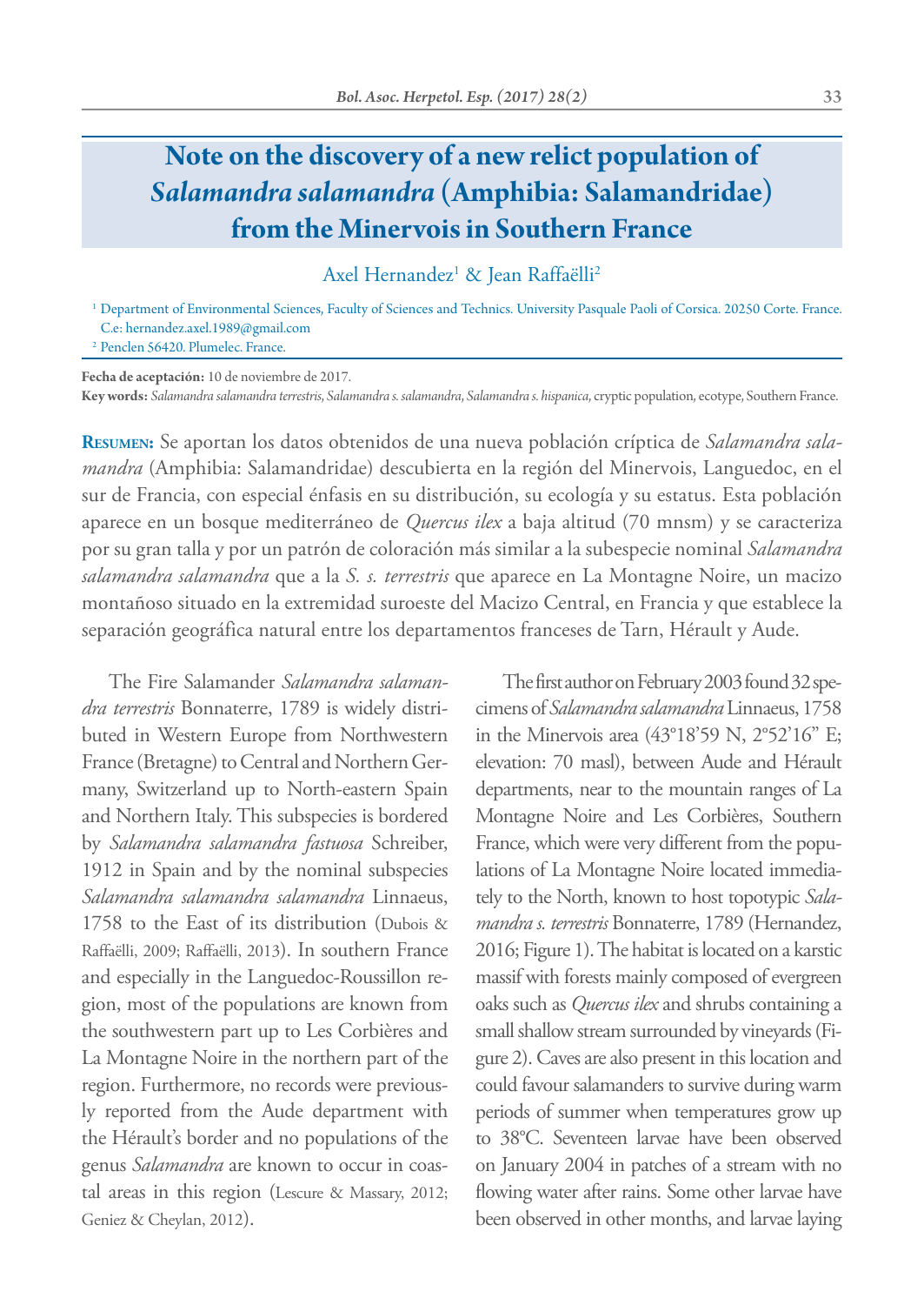# Note on the discovery of a new relict population of *Salamandra salamandra* (Amphibia: Salamandridae) from the Minervois in Southern France

Axel Hernandez[1] & Jean Raffaëlli[2]

[1] Department of Environmental Sciences, Faculty of Sciences and Technics. University Pasquale Paoli of Corsica. 20250 Corte. France. C.e: hernandez.axel.1989@gmail.com

[2] Penclen 56420. Plumelec. France.

**Fecha de aceptación:** 10 de noviembre de 2017.

**Key words:** *Salamandra salamandra terrestris, Salamandra s. salamandra, Salamandra s. hispanica,* cryptic population, ecotype, Southern France.

**Resumen:** Se aportan los datos obtenidos de una nueva población críptica de *Salamandra salamandra* (Amphibia: Salamandridae) descubierta en la región del Minervois, Languedoc, en el sur de Francia, con especial énfasis en su distribución, su ecología y su estatus. Esta población aparece en un bosque mediterráneo de *Quercus ilex* a baja altitud (70 mnsm) y se caracteriza por su gran talla y por un patrón de coloración más similar a la subespecie nominal *Salamandra salamandra salamandra* que a la *S. s. terrestris* que aparece en La Montagne Noire, un macizo montañoso situado en la extremidad suroeste del Macizo Central, en Francia y que establece la separación geográfica natural entre los departamentos franceses de Tarn, Hérault y Aude.

The Fire Salamander *Salamandra salamandra terrestris* Bonnaterre, 1789 is widely distributed in Western Europe from Northwestern France (Bretagne) to Central and Northern Germany, Switzerland up to North-eastern Spain and Northern Italy. This subspecies is bordered by *Salamandra salamandra fastuosa* Schreiber, 1912 in Spain and by the nominal subspecies *Salamandra salamandra salamandra* Linnaeus, 1758 to the East of its distribution (Dubois & Raffaëlli, 2009; Raffaëlli, 2013). In southern France and especially in the Languedoc-Roussillon region, most of the populations are known from the southwestern part up to Les Corbières and La Montagne Noire in the northern part of the region. Furthermore, no records were previously reported from the Aude department with the Hérault's border and no populations of the genus *Salamandra* are known to occur in coastal areas in this region (Lescure & Massary, 2012; Geniez & Cheylan, 2012).

The first author on February 2003 found 32 specimens of *Salamandra salamandra* Linnaeus, 1758 in the Minervois area (43°18'59 N, 2°52'16" E; elevation: 70 masl), between Aude and Hérault departments, near to the mountain ranges of La Montagne Noire and Les Corbières, Southern France, which were very different from the populations of La Montagne Noire located immediately to the North, known to host topotypic *Salamandra s. terrestris* Bonnaterre, 1789 (Hernandez, 2016; Figure 1). The habitat is located on a karstic massif with forests mainly composed of evergreen oaks such as *Quercus ilex* and shrubs containing a small shallow stream surrounded by vineyards (Figure 2). Caves are also present in this location and could favour salamanders to survive during warm periods of summer when temperatures grow up to 38°C. Seventeen larvae have been observed on January 2004 in patches of a stream with no flowing water after rains. Some other larvae have been observed in other months, and larvae laying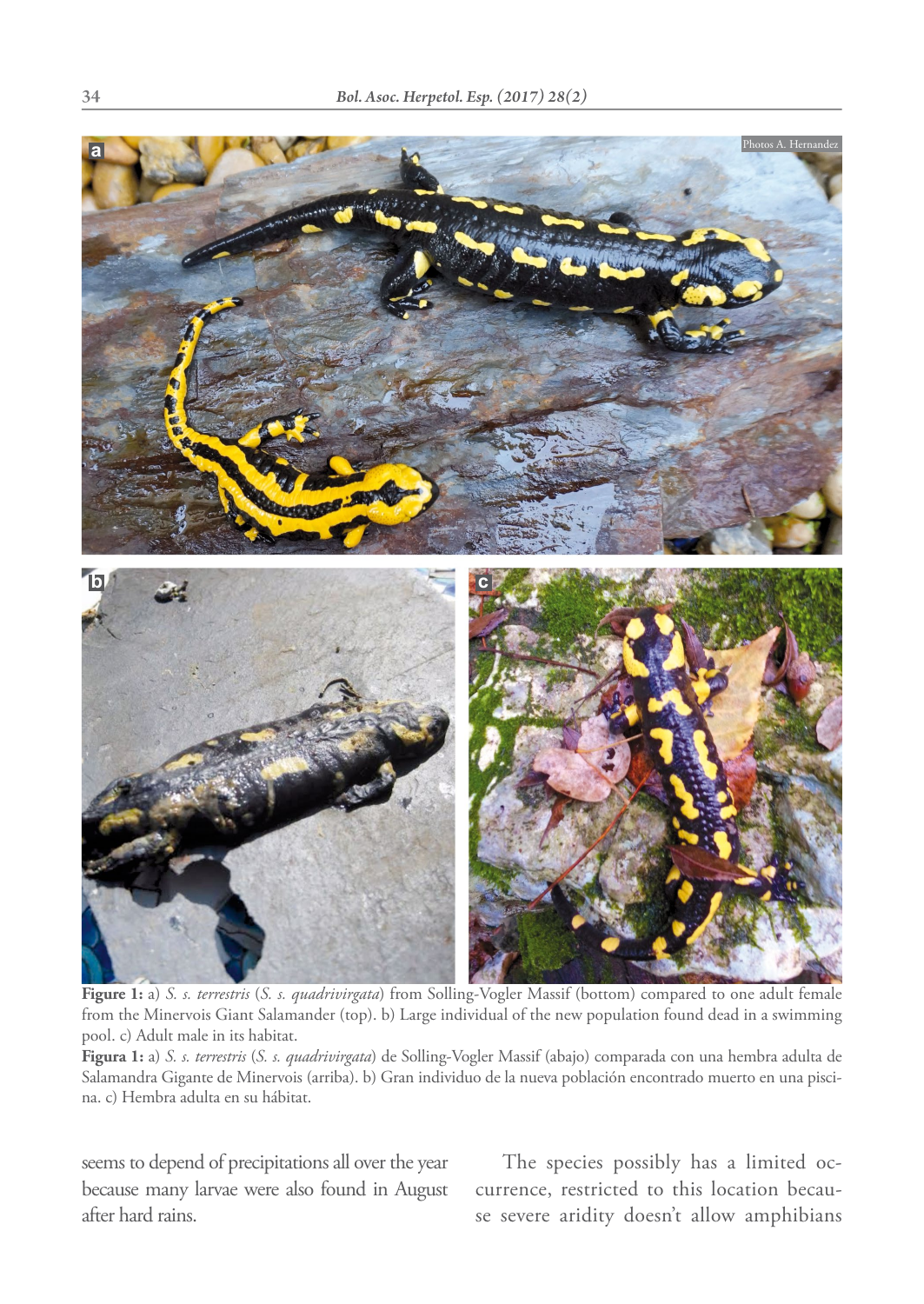**Figure 1:** a) *S. s. terrestris* (*S. s. quadrivirgata*) from Solling-Vogler Massif (bottom) compared to one adult female from the Minervois Giant Salamander (top). b) Large individual of the new population found dead in a swimming pool. c) Adult male in its habitat.

**Figura 1:** a) *S. s. terrestris* (*S. s. quadrivirgata*) de Solling-Vogler Massif (abajo) comparada con una hembra adulta de Salamandra Gigante de Minervois (arriba). b) Gran individuo de la nueva población encontrado muerto en una piscina. c) Hembra adulta en su hábitat.

seems to depend of precipitations all over the year because many larvae were also found in August after hard rains.

The species possibly has a limited occurrence, restricted to this location because severe aridity doesn't allow amphibians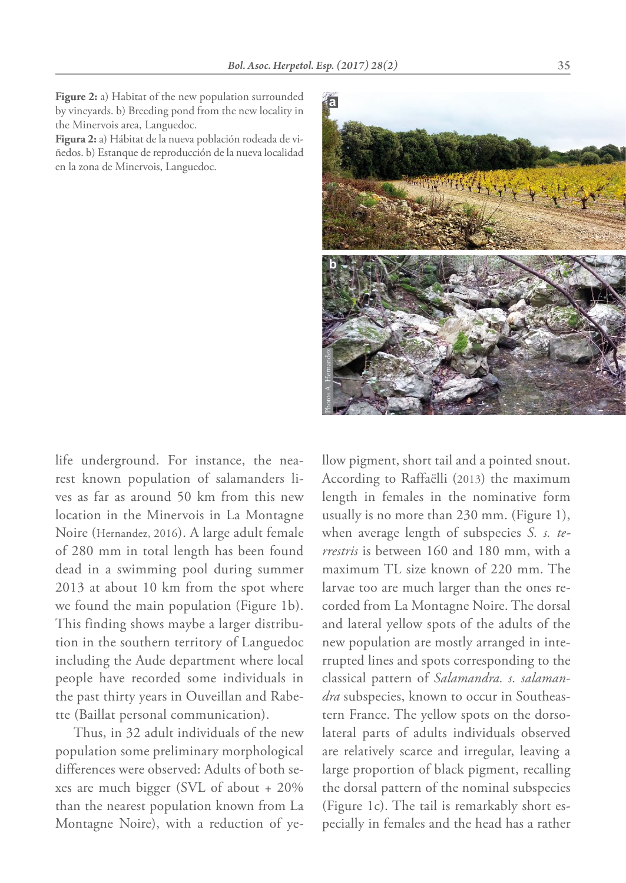**Figure 2:** a) Habitat of the new population surrounded by vineyards. b) Breeding pond from the new locality in the Minervois area, Languedoc.

**Figura 2:** a) Hábitat de la nueva población rodeada de viñedos. b) Estanque de reproducción de la nueva localidad en la zona de Minervois, Languedoc.

life underground. For instance, the nearest known population of salamanders lives as far as around 50 km from this new location in the Minervois in La Montagne Noire (Hernandez, 2016). A large adult female of 280 mm in total length has been found dead in a swimming pool during summer 2013 at about 10 km from the spot where we found the main population (Figure 1b). This finding shows maybe a larger distribution in the southern territory of Languedoc including the Aude department where local people have recorded some individuals in the past thirty years in Ouveillan and Rabette (Baillat personal communication).

Thus, in 32 adult individuals of the new population some preliminary morphological differences were observed: Adults of both sexes are much bigger (SVL of about + 20% than the nearest population known from La Montagne Noire), with a reduction of yellow pigment, short tail and a pointed snout. According to Raffaëlli (2013) the maximum length in females in the nominative form usually is no more than 230 mm. (Figure 1), when average length of subspecies *S. s. terrestris* is between 160 and 180 mm, with a maximum TL size known of 220 mm. The larvae too are much larger than the ones recorded from La Montagne Noire. The dorsal and lateral yellow spots of the adults of the new population are mostly arranged in interrupted lines and spots corresponding to the classical pattern of *Salamandra. s. salamandra* subspecies, known to occur in Southeastern France. The yellow spots on the dorsolateral parts of adults individuals observed are relatively scarce and irregular, leaving a large proportion of black pigment, recalling the dorsal pattern of the nominal subspecies (Figure 1c). The tail is remarkably short especially in females and the head has a rather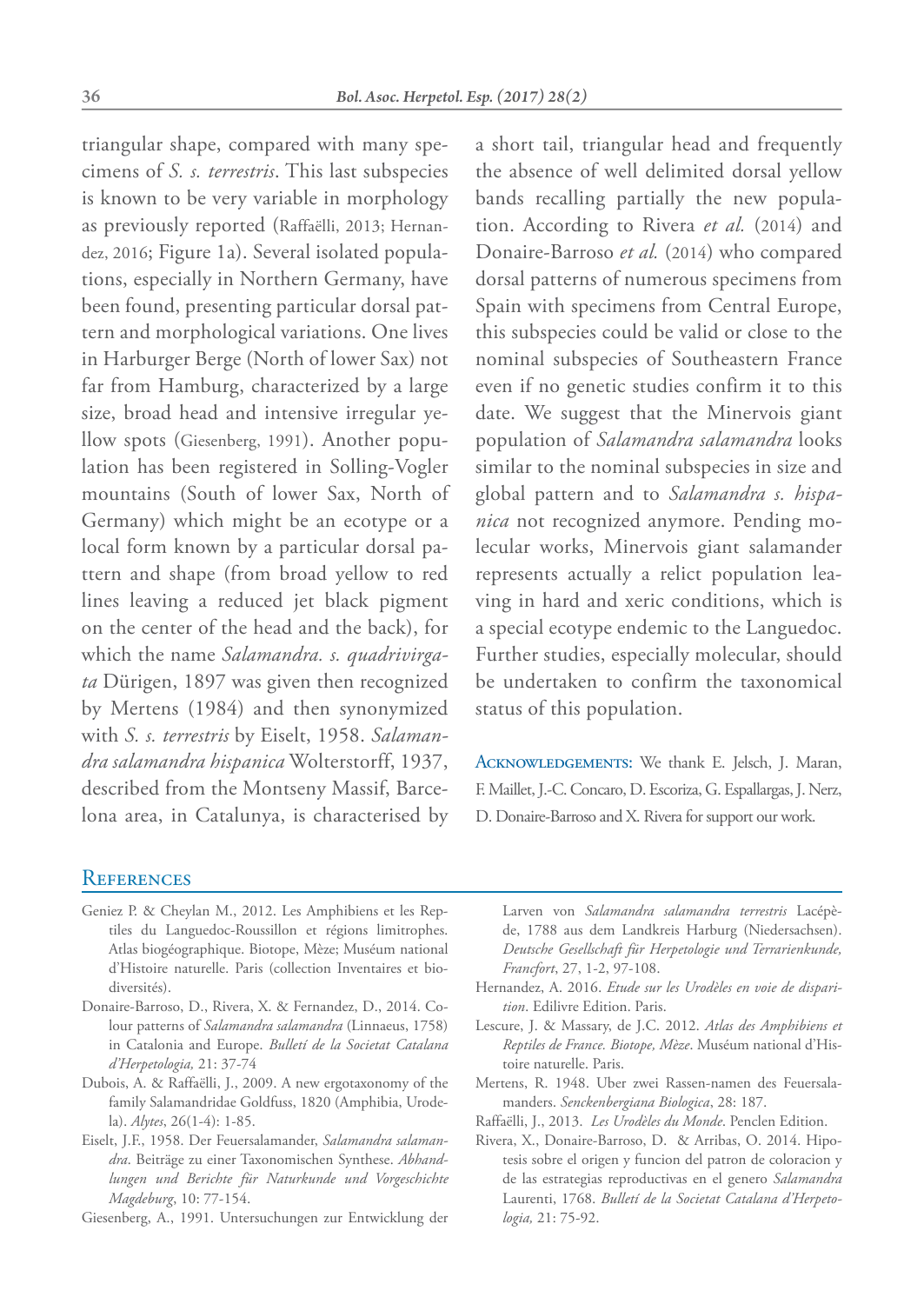triangular shape, compared with many specimens of *S. s. terrestris*. This last subspecies is known to be very variable in morphology as previously reported (Raffaëlli, 2013; Hernandez, 2016; Figure 1a). Several isolated populations, especially in Northern Germany, have been found, presenting particular dorsal pattern and morphological variations. One lives in Harburger Berge (North of lower Sax) not far from Hamburg, characterized by a large size, broad head and intensive irregular yellow spots (Giesenberg, 1991). Another population has been registered in Solling-Vogler mountains (South of lower Sax, North of Germany) which might be an ecotype or a local form known by a particular dorsal pattern and shape (from broad yellow to red lines leaving a reduced jet black pigment on the center of the head and the back), for which the name *Salamandra. s. quadrivirgata* Dürigen, 1897 was given then recognized by Mertens (1984) and then synonymized with *S. s. terrestris* by Eiselt, 1958. *Salamandra salamandra hispanica* Wolterstorff, 1937, described from the Montseny Massif, Barcelona area, in Catalunya, is characterised by a short tail, triangular head and frequently the absence of well delimited dorsal yellow bands recalling partially the new population. According to Rivera *et al.* (2014) and Donaire-Barroso *et al.* (2014) who compared dorsal patterns of numerous specimens from Spain with specimens from Central Europe, this subspecies could be valid or close to the nominal subspecies of Southeastern France even if no genetic studies confirm it to this date. We suggest that the Minervois giant population of *Salamandra salamandra* looks similar to the nominal subspecies in size and global pattern and to *Salamandra s. hispanica* not recognized anymore. Pending molecular works, Minervois giant salamander represents actually a relict population leaving in hard and xeric conditions, which is a special ecotype endemic to the Languedoc. Further studies, especially molecular, should be undertaken to confirm the taxonomical status of this population.

**Acknowledgements:** We thank E. Jelsch, J. Maran, F. Maillet, J.-C. Concaro, D. Escoriza, G. Espallargas, J. Nerz, D. Donaire-Barroso and X. Rivera for support our work.

## References

Geniez P. & Cheylan M., 2012. Les Amphibiens et les Reptiles du Languedoc-Roussillon et régions limitrophes. Atlas biogéographique. Biotope, Mèze; Muséum national d'Histoire naturelle. Paris (collection Inventaires et biodiversités).

Donaire-Barroso, D., Rivera, X. & Fernandez, D., 2014. Colour patterns of *Salamandra salamandra* (Linnaeus, 1758) in Catalonia and Europe. *Bulletí de la Societat Catalana d'Herpetologia,* 21: 37-74

Dubois, A. & Raffaëlli, J., 2009. A new ergotaxonomy of the family Salamandridae Goldfuss, 1820 (Amphibia, Urodela). *Alytes*, 26(1-4): 1-85.

Eiselt, J.F., 1958. Der Feuersalamander, *Salamandra salamandra*. Beiträge zu einer Taxonomischen Synthese. *Abhandlungen und Berichte für Naturkunde und Vorgeschichte Magdeburg*, 10: 77-154.

Giesenberg, A., 1991. Untersuchungen zur Entwicklung der Larven von *Salamandra salamandra terrestris* Lacépède, 1788 aus dem Landkreis Harburg (Niedersachsen). *Deutsche Gesellschaft für Herpetologie und Terrarienkunde, Francfort*, 27, 1-2, 97-108.

Hernandez, A. 2016. *Etude sur les Urodèles en voie de disparition*. Edilivre Edition. Paris.

Lescure, J. & Massary, de J.C. 2012. *Atlas des Amphibiens et Reptiles de France. Biotope, Mèze*. Muséum national d'Histoire naturelle. Paris.

Mertens, R. 1948. Uber zwei Rassen-namen des Feuersalamanders. *Senckenbergiana Biologica*, 28: 187.

Raffaëlli, J., 2013. *Les Urodèles du Monde*. Penclen Edition.

Rivera, X., Donaire-Barroso, D. & Arribas, O. 2014. Hipotesis sobre el origen y funcion del patron de coloracion y de las estrategias reproductivas en el genero *Salamandra* Laurenti, 1768. *Bulletí de la Societat Catalana d'Herpetologia,* 21: 75-92.